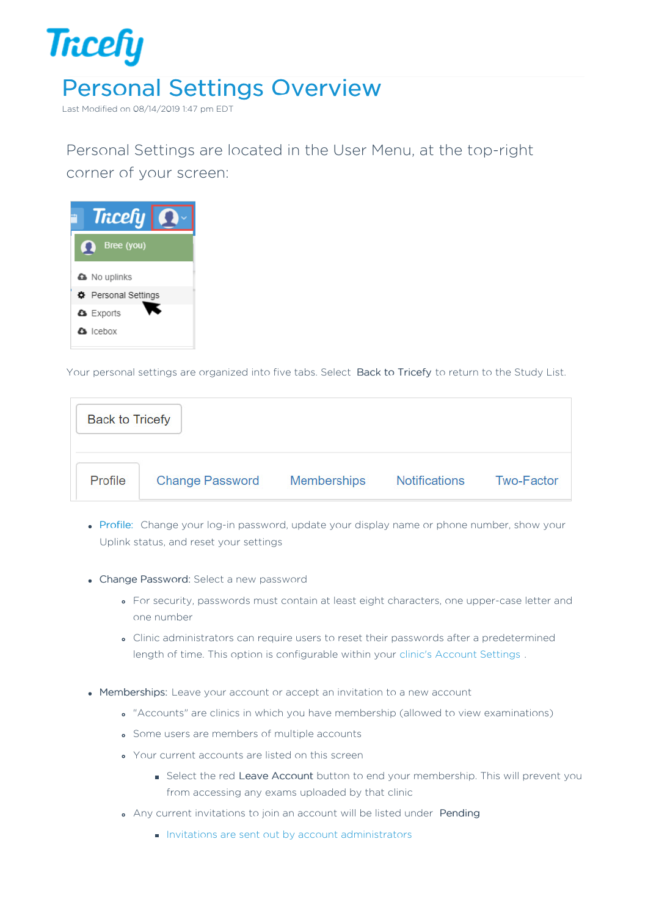Tricefy

# Personal Settings Overview

Last Modified on 08/14/2019 1:47 pm EDT

Personal Settings are located in the User Menu, at the top-right corner of your screen:

Your personal settings are organized into five tabs. Select **Back to Tricefy** to return to the Study List.

- Profile: Change your log-in password, update your display name or phone number, show your Uplink status, and reset your settings
- **Change Password:** Select a new password
  - For security, passwords must contain at least eight characters, one upper-case letter and one number
  - Clinic administrators can require users to reset their passwords after a predetermined length of time. This option is configurable within your clinic's Account Settings .
- **Memberships:** Leave your account or accept an invitation to a new account
  - "Accounts" are clinics in which you have membership (allowed to view examinations)
  - Some users are members of multiple accounts
  - Your current accounts are listed on this screen
    - Select the red **Leave Account** button to end your membership. This will prevent you from accessing any exams uploaded by that clinic
  - Any current invitations to join an account will be listed under **Pending**
    - Invitations are sent out by account administrators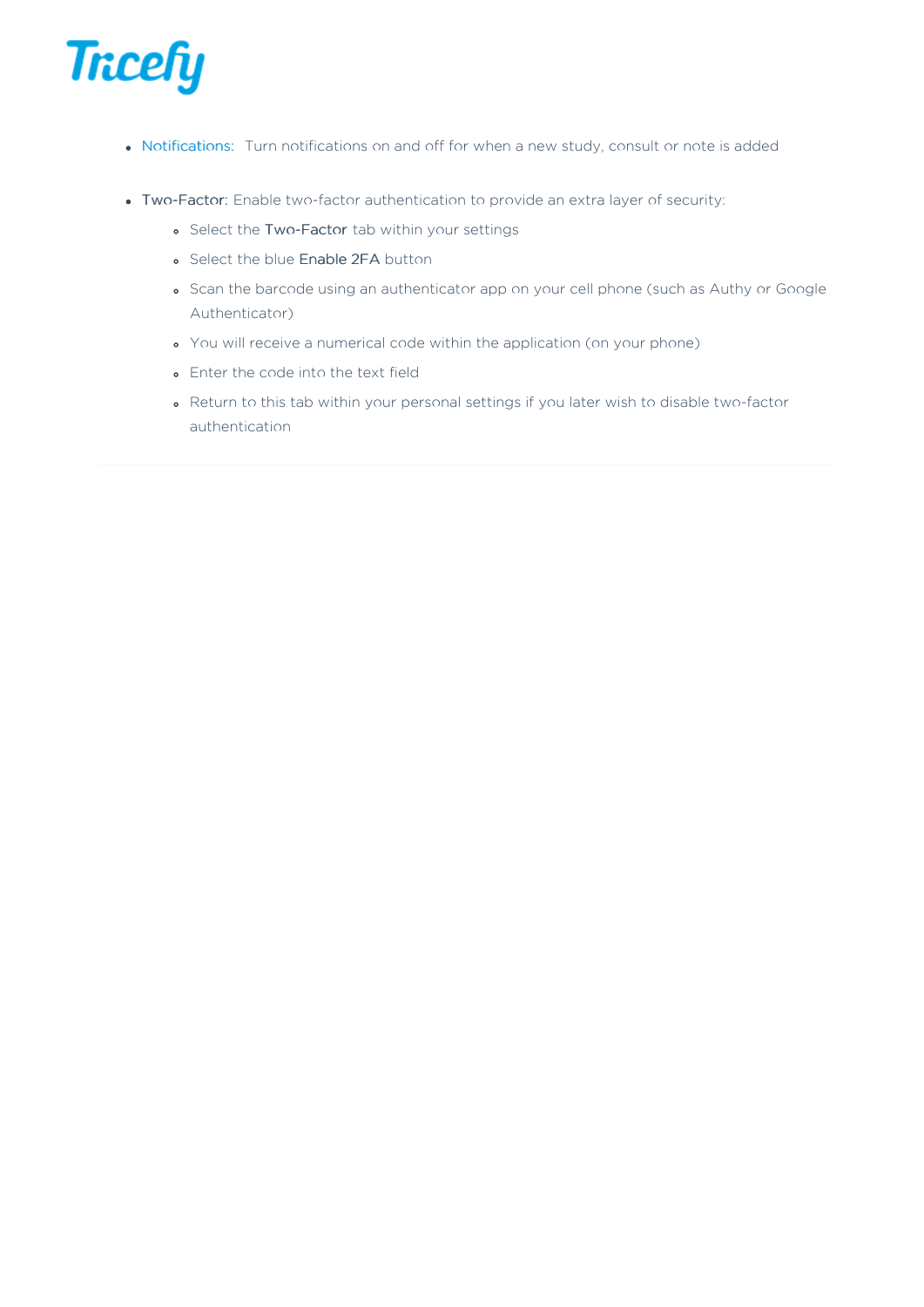- Notifications: Turn notifications on and off for when a new study, consult or note is added

- Two-Factor: Enable two-factor authentication to provide an extra layer of security:
  - Select the Two-Factor tab within your settings
  - Select the blue Enable 2FA button
  - Scan the barcode using an authenticator app on your cell phone (such as Authy or Google Authenticator)
  - You will receive a numerical code within the application (on your phone)
  - Enter the code into the text field
  - Return to this tab within your personal settings if you later wish to disable two-factor authentication